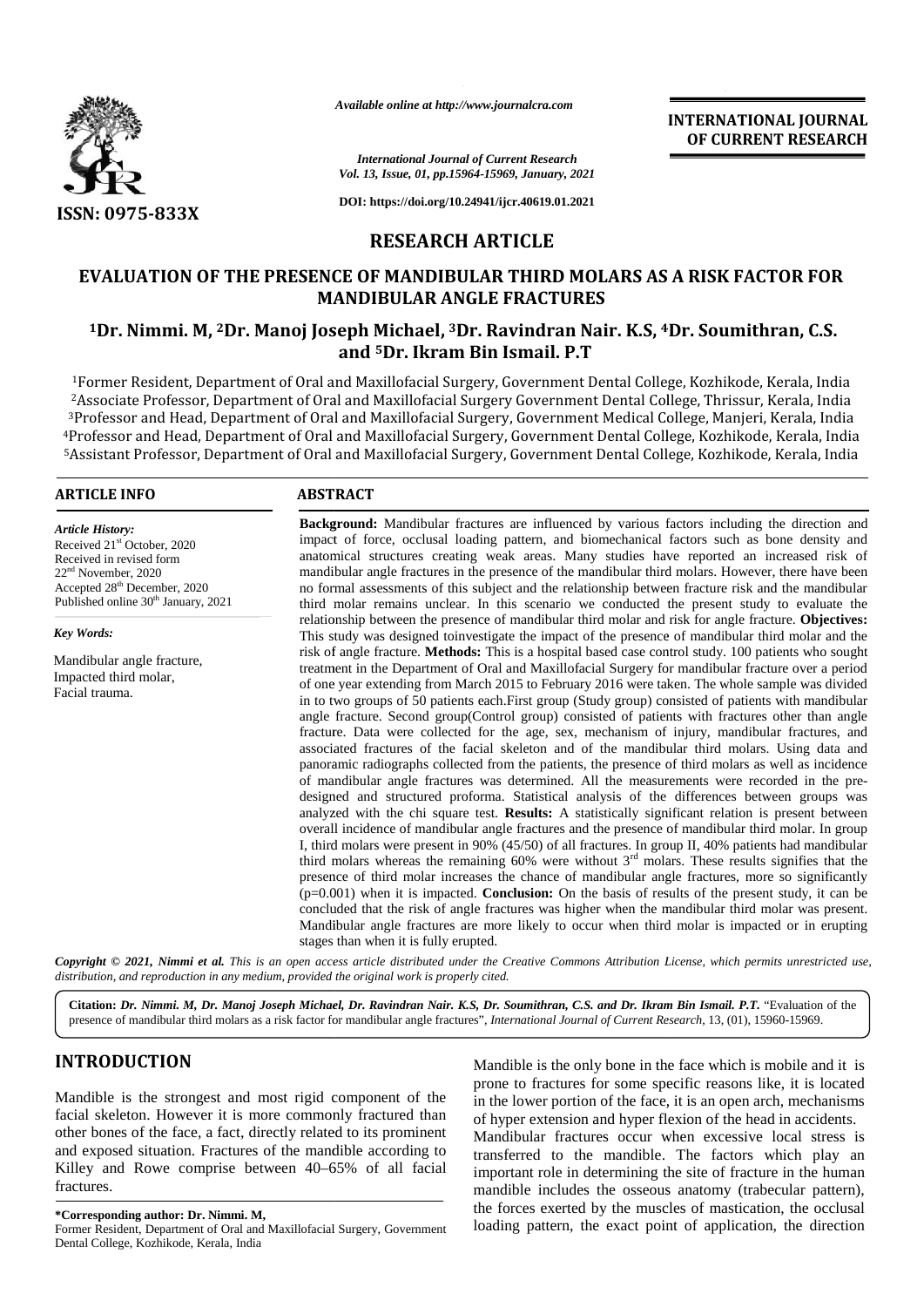*Available online at http://www.journalcra.com*

*International Journal of Current Research*
*Vol. 13, Issue, 01, pp.15964-15969, January, 2021*

**DOI: https://doi.org/10.24941/ijcr.40619.01.2021**

**INTERNATIONAL JOURNAL OF CURRENT RESEARCH**

**ISSN: 0975-833X**

## RESEARCH ARTICLE

# EVALUATION OF THE PRESENCE OF MANDIBULAR THIRD MOLARS AS A RISK FACTOR FOR MANDIBULAR ANGLE FRACTURES

### [1]Dr. Nimmi. M, [2]Dr. Manoj Joseph Michael, [3]Dr. Ravindran Nair. K.S, [4]Dr. Soumithran, C.S. and [5]Dr. Ikram Bin Ismail. P.T

[1]Former Resident, Department of Oral and Maxillofacial Surgery, Government Dental College, Kozhikode, Kerala, India
[2]Associate Professor, Department of Oral and Maxillofacial Surgery Government Dental College, Thrissur, Kerala, India
[3]Professor and Head, Department of Oral and Maxillofacial Surgery, Government Medical College, Manjeri, Kerala, India
[4]Professor and Head, Department of Oral and Maxillofacial Surgery, Government Dental College, Kozhikode, Kerala, India
[5]Assistant Professor, Department of Oral and Maxillofacial Surgery, Government Dental College, Kozhikode, Kerala, India

## ARTICLE INFO

*Article History:*
Received 21st October, 2020
Received in revised form
22nd November, 2020
Accepted 28th December, 2020
Published online 30th January, 2021

*Key Words:*
Mandibular angle fracture,
Impacted third molar,
Facial trauma.

## ABSTRACT

**Background:** Mandibular fractures are influenced by various factors including the direction and impact of force, occlusal loading pattern, and biomechanical factors such as bone density and anatomical structures creating weak areas. Many studies have reported an increased risk of mandibular angle fractures in the presence of the mandibular third molars. However, there have been no formal assessments of this subject and the relationship between fracture risk and the mandibular third molar remains unclear. In this scenario we conducted the present study to evaluate the relationship between the presence of mandibular third molar and risk for angle fracture. **Objectives:** This study was designed toinvestigate the impact of the presence of mandibular third molar and the risk of angle fracture. **Methods:** This is a hospital based case control study. 100 patients who sought treatment in the Department of Oral and Maxillofacial Surgery for mandibular fracture over a period of one year extending from March 2015 to February 2016 were taken. The whole sample was divided in to two groups of 50 patients each.First group (Study group) consisted of patients with mandibular angle fracture. Second group(Control group) consisted of patients with fractures other than angle fracture. Data were collected for the age, sex, mechanism of injury, mandibular fractures, and associated fractures of the facial skeleton and of the mandibular third molars. Using data and panoramic radiographs collected from the patients, the presence of third molars as well as incidence of mandibular angle fractures was determined. All the measurements were recorded in the pre-designed and structured proforma. Statistical analysis of the differences between groups was analyzed with the chi square test. **Results:** A statistically significant relation is present between overall incidence of mandibular angle fractures and the presence of mandibular third molar. In group I, third molars were present in 90% (45/50) of all fractures. In group II, 40% patients had mandibular third molars whereas the remaining 60% were without 3rd molars. These results signifies that the presence of third molar increases the chance of mandibular angle fractures, more so significantly ($p$=0.001) when it is impacted. **Conclusion:** On the basis of results of the present study, it can be concluded that the risk of angle fractures was higher when the mandibular third molar was present. Mandibular angle fractures are more likely to occur when third molar is impacted or in erupting stages than when it is fully erupted.

***Copyright © 2021, Nimmi et al.** This is an open access article distributed under the Creative Commons Attribution License, which permits unrestricted use, distribution, and reproduction in any medium, provided the original work is properly cited.*

**Citation:** ***Dr. Nimmi. M, Dr. Manoj Joseph Michael, Dr. Ravindran Nair. K.S, Dr. Soumithran, C.S. and Dr. Ikram Bin Ismail. P.T.*** "Evaluation of the presence of mandibular third molars as a risk factor for mandibular angle fractures", *International Journal of Current Research*, 13, (01), 15960-15969.

## INTRODUCTION

Mandible is the strongest and most rigid component of the facial skeleton. However it is more commonly fractured than other bones of the face, a fact, directly related to its prominent and exposed situation. Fractures of the mandible according to Killey and Rowe comprise between 40–65% of all facial fractures.

Mandible is the only bone in the face which is mobile and it is prone to fractures for some specific reasons like, it is located in the lower portion of the face, it is an open arch, mechanisms of hyper extension and hyper flexion of the head in accidents. Mandibular fractures occur when excessive local stress is transferred to the mandible. The factors which play an important role in determining the site of fracture in the human mandible includes the osseous anatomy (trabecular pattern), the forces exerted by the muscles of mastication, the occlusal loading pattern, the exact point of application, the direction

**\*Corresponding author: Dr. Nimmi. M,**
Former Resident, Department of Oral and Maxillofacial Surgery, Government Dental College, Kozhikode, Kerala, India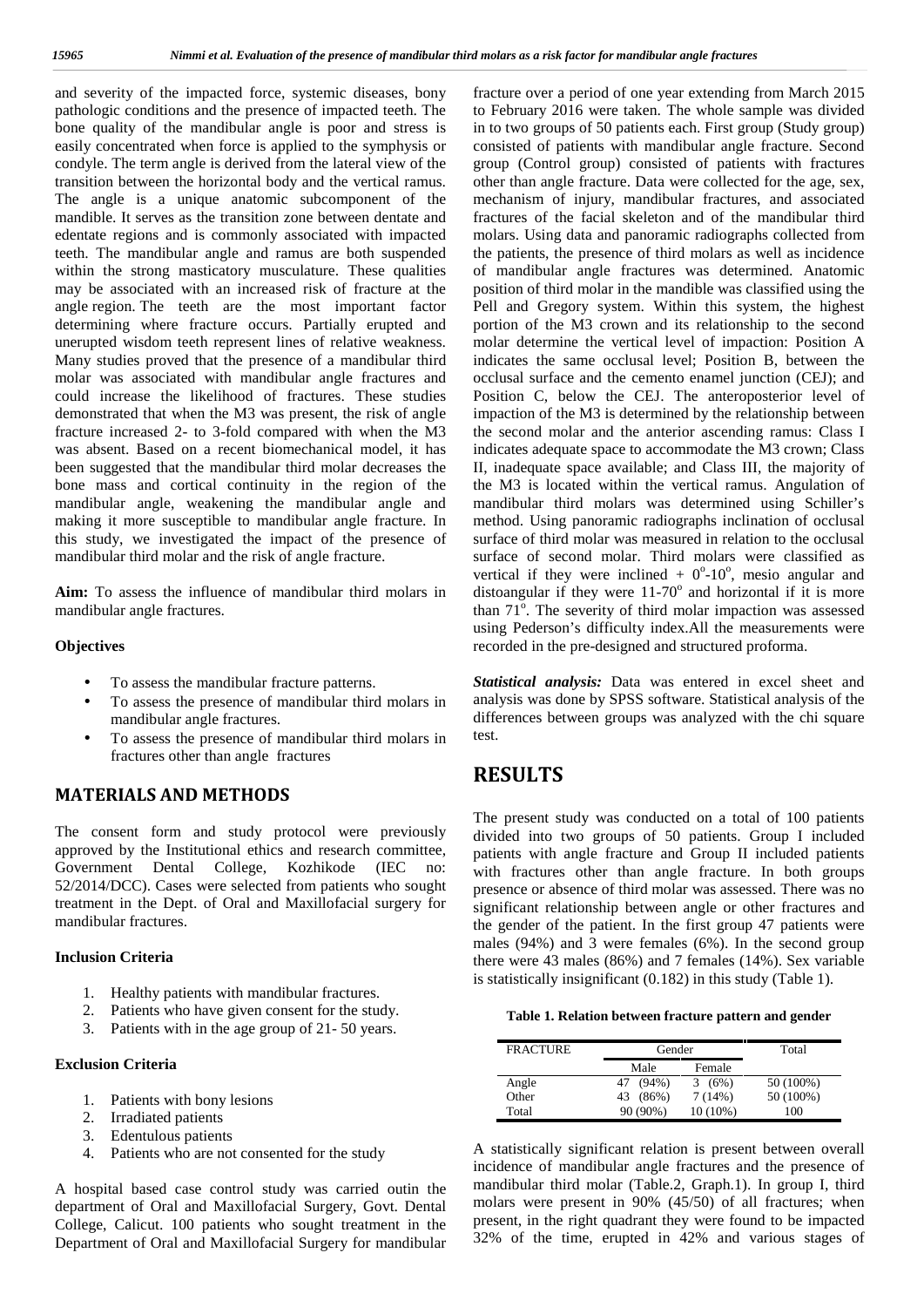and severity of the impacted force, systemic diseases, bony pathologic conditions and the presence of impacted teeth. The bone quality of the mandibular angle is poor and stress is easily concentrated when force is applied to the symphysis or condyle. The term angle is derived from the lateral view of the transition between the horizontal body and the vertical ramus. The angle is a unique anatomic subcomponent of the mandible. It serves as the transition zone between dentate and edentate regions and is commonly associated with impacted teeth. The mandibular angle and ramus are both suspended within the strong masticatory musculature. These qualities may be associated with an increased risk of fracture at the angle region. The teeth are the most important factor determining where fracture occurs. Partially erupted and unerupted wisdom teeth represent lines of relative weakness. Many studies proved that the presence of a mandibular third molar was associated with mandibular angle fractures and could increase the likelihood of fractures. These studies demonstrated that when the M3 was present, the risk of angle fracture increased 2- to 3-fold compared with when the M3 was absent. Based on a recent biomechanical model, it has been suggested that the mandibular third molar decreases the bone mass and cortical continuity in the region of the mandibular angle, weakening the mandibular angle and making it more susceptible to mandibular angle fracture. In this study, we investigated the impact of the presence of mandibular third molar and the risk of angle fracture.

**Aim:** To assess the influence of mandibular third molars in mandibular angle fractures.

**Objectives**

- To assess the mandibular fracture patterns.
- To assess the presence of mandibular third molars in mandibular angle fractures.
- To assess the presence of mandibular third molars in fractures other than angle fractures

## MATERIALS AND METHODS

The consent form and study protocol were previously approved by the Institutional ethics and research committee, Government Dental College, Kozhikode (IEC no: 52/2014/DCC). Cases were selected from patients who sought treatment in the Dept. of Oral and Maxillofacial surgery for mandibular fractures.

**Inclusion Criteria**

1. Healthy patients with mandibular fractures.
2. Patients who have given consent for the study.
3. Patients with in the age group of 21- 50 years.

**Exclusion Criteria**

1. Patients with bony lesions
2. Irradiated patients
3. Edentulous patients
4. Patients who are not consented for the study

A hospital based case control study was carried outin the department of Oral and Maxillofacial Surgery, Govt. Dental College, Calicut. 100 patients who sought treatment in the Department of Oral and Maxillofacial Surgery for mandibular fracture over a period of one year extending from March 2015 to February 2016 were taken. The whole sample was divided in to two groups of 50 patients each. First group (Study group) consisted of patients with mandibular angle fracture. Second group (Control group) consisted of patients with fractures other than angle fracture. Data were collected for the age, sex, mechanism of injury, mandibular fractures, and associated fractures of the facial skeleton and of the mandibular third molars. Using data and panoramic radiographs collected from the patients, the presence of third molars as well as incidence of mandibular angle fractures was determined. Anatomic position of third molar in the mandible was classified using the Pell and Gregory system. Within this system, the highest portion of the M3 crown and its relationship to the second molar determine the vertical level of impaction: Position A indicates the same occlusal level; Position B, between the occlusal surface and the cemento enamel junction (CEJ); and Position C, below the CEJ. The anteroposterior level of impaction of the M3 is determined by the relationship between the second molar and the anterior ascending ramus: Class I indicates adequate space to accommodate the M3 crown; Class II, inadequate space available; and Class III, the majority of the M3 is located within the vertical ramus. Angulation of mandibular third molars was determined using Schiller's method. Using panoramic radiographs inclination of occlusal surface of third molar was measured in relation to the occlusal surface of second molar. Third molars were classified as vertical if they were inclined + $0^o$-$10^o$, mesio angular and distoangular if they were 11-$70^o$ and horizontal if it is more than $71^o$. The severity of third molar impaction was assessed using Pederson's difficulty index.All the measurements were recorded in the pre-designed and structured proforma.

***Statistical analysis:*** Data was entered in excel sheet and analysis was done by SPSS software. Statistical analysis of the differences between groups was analyzed with the chi square test.

## RESULTS

The present study was conducted on a total of 100 patients divided into two groups of 50 patients. Group I included patients with angle fracture and Group II included patients with fractures other than angle fracture. In both groups presence or absence of third molar was assessed. There was no significant relationship between angle or other fractures and the gender of the patient. In the first group 47 patients were males (94%) and 3 were females (6%). In the second group there were 43 males (86%) and 7 females (14%). Sex variable is statistically insignificant (0.182) in this study (Table 1).

**Table 1. Relation between fracture pattern and gender**

| FRACTURE | Gender | | Total |
|---|---|---|---|
| | Male | Female | |
| Angle | 47 (94%) | 3 (6%) | 50 (100%) |
| Other | 43 (86%) | 7 (14%) | 50 (100%) |
| Total | 90 (90%) | 10 (10%) | 100 |

A statistically significant relation is present between overall incidence of mandibular angle fractures and the presence of mandibular third molar (Table.2, Graph.1). In group I, third molars were present in 90% (45/50) of all fractures; when present, in the right quadrant they were found to be impacted 32% of the time, erupted in 42% and various stages of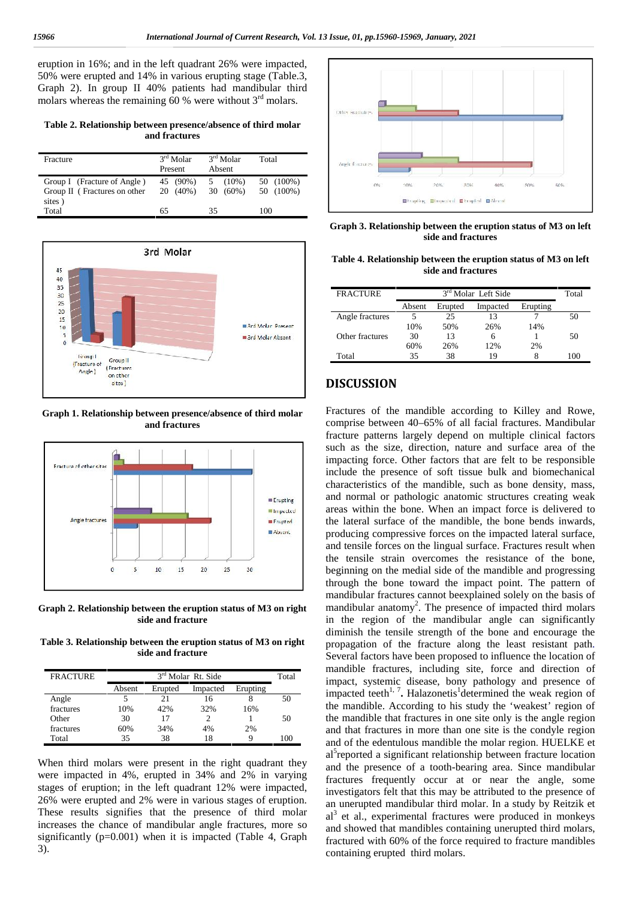eruption in 16%; and in the left quadrant 26% were impacted, 50% were erupted and 14% in various erupting stage (Table.3, Graph 2). In group II 40% patients had mandibular third molars whereas the remaining 60 % were without 3rd molars.

**Table 2. Relationship between presence/absence of third molar and fractures**

| Fracture | 3rd Molar Present | 3rd Molar Absent | Total |
|---|---|---|---|
| Group I (Fracture of Angle ) | 45 (90%) | 5 (10%) | 50 (100%) |
| Group II ( Fractures on other sites ) | 20 (40%) | 30 (60%) | 50 (100%) |
| Total | 65 | 35 | 100 |

**Graph 1. Relationship between presence/absence of third molar and fractures**

**Graph 2. Relationship between the eruption status of M3 on right side and fracture**

**Table 3. Relationship between the eruption status of M3 on right side and fracture**

| FRACTURE | 3rd Molar Rt. Side | | | | Total |
|---|---|---|---|---|---|
| | Absent | Erupted | Impacted | Erupting | |
| Angle fractures | 5<br>10% | 21<br>42% | 16<br>32% | 8<br>16% | 50 |
| Other fractures | 30<br>60% | 17<br>34% | 2<br>4% | 1<br>2% | 50 |
| Total | 35 | 38 | 18 | 9 | 100 |

When third molars were present in the right quadrant they were impacted in 4%, erupted in 34% and 2% in varying stages of eruption; in the left quadrant 12% were impacted, 26% were erupted and 2% were in various stages of eruption. These results signifies that the presence of third molar increases the chance of mandibular angle fractures, more so significantly (p=0.001) when it is impacted (Table 4, Graph 3).

**Graph 3. Relationship between the eruption status of M3 on left side and fractures**

**Table 4. Relationship between the eruption status of M3 on left side and fractures**

| FRACTURE | 3rd Molar Left Side | | | | Total |
|---|---|---|---|---|---|
| | Absent | Erupted | Impacted | Erupting | |
| Angle fractures | 5<br>10% | 25<br>50% | 13<br>26% | 7<br>14% | 50 |
| Other fractures | 30<br>60% | 13<br>26% | 6<br>12% | 1<br>2% | 50 |
| Total | 35 | 38 | 19 | 8 | 100 |

## DISCUSSION

Fractures of the mandible according to Killey and Rowe, comprise between 40–65% of all facial fractures. Mandibular fracture patterns largely depend on multiple clinical factors such as the size, direction, nature and surface area of the impacting force. Other factors that are felt to be responsible include the presence of soft tissue bulk and biomechanical characteristics of the mandible, such as bone density, mass, and normal or pathologic anatomic structures creating weak areas within the bone. When an impact force is delivered to the lateral surface of the mandible, the bone bends inwards, producing compressive forces on the impacted lateral surface, and tensile forces on the lingual surface. Fractures result when the tensile strain overcomes the resistance of the bone, beginning on the medial side of the mandible and progressing through the bone toward the impact point. The pattern of mandibular fractures cannot beexplained solely on the basis of mandibular anatomy[2]. The presence of impacted third molars in the region of the mandibular angle can significantly diminish the tensile strength of the bone and encourage the propagation of the fracture along the least resistant path. Several factors have been proposed to influence the location of mandible fractures, including site, force and direction of impact, systemic disease, bony pathology and presence of impacted teeth[1, 7]. Halazonetis[1]determined the weak region of the mandible. According to his study the 'weakest' region of the mandible that fractures in one site only is the angle region and that fractures in more than one site is the condyle region and of the edentulous mandible the molar region. HUELKE et al[5]reported a significant relationship between fracture location and the presence of a tooth-bearing area. Since mandibular fractures frequently occur at or near the angle, some investigators felt that this may be attributed to the presence of an unerupted mandibular third molar. In a study by Reitzik et al[3] et al., experimental fractures were produced in monkeys and showed that mandibles containing unerupted third molars, fractured with 60% of the force required to fracture mandibles containing erupted third molars.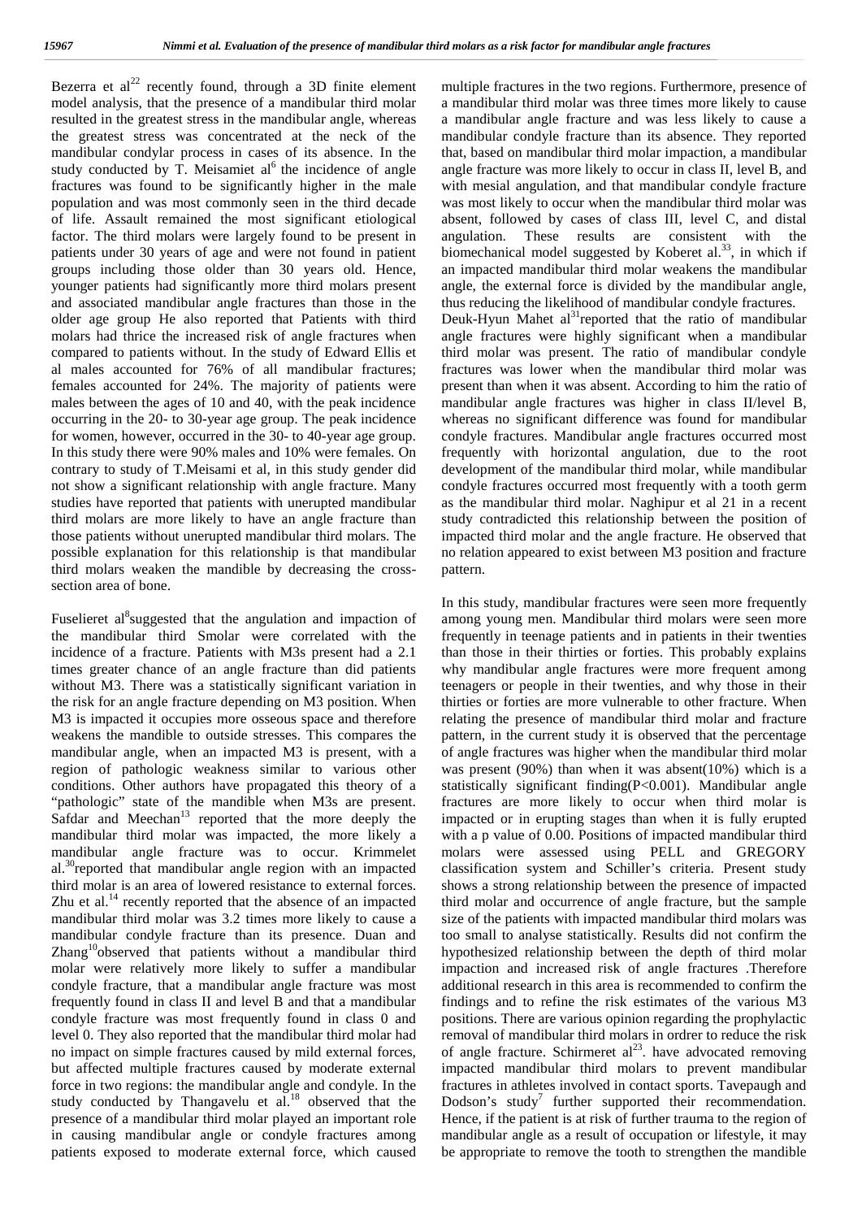Bezerra et al[22] recently found, through a 3D finite element model analysis, that the presence of a mandibular third molar resulted in the greatest stress in the mandibular angle, whereas the greatest stress was concentrated at the neck of the mandibular condylar process in cases of its absence. In the study conducted by T. Meisamiet al[6] the incidence of angle fractures was found to be significantly higher in the male population and was most commonly seen in the third decade of life. Assault remained the most significant etiological factor. The third molars were largely found to be present in patients under 30 years of age and were not found in patient groups including those older than 30 years old. Hence, younger patients had significantly more third molars present and associated mandibular angle fractures than those in the older age group He also reported that Patients with third molars had thrice the increased risk of angle fractures when compared to patients without. In the study of Edward Ellis et al males accounted for 76% of all mandibular fractures; females accounted for 24%. The majority of patients were males between the ages of 10 and 40, with the peak incidence occurring in the 20- to 30-year age group. The peak incidence for women, however, occurred in the 30- to 40-year age group. In this study there were 90% males and 10% were females. On contrary to study of T.Meisami et al, in this study gender did not show a significant relationship with angle fracture. Many studies have reported that patients with unerupted mandibular third molars are more likely to have an angle fracture than those patients without unerupted mandibular third molars. The possible explanation for this relationship is that mandibular third molars weaken the mandible by decreasing the cross-section area of bone.

Fuselieret al[8]suggested that the angulation and impaction of the mandibular third Smolar were correlated with the incidence of a fracture. Patients with M3s present had a 2.1 times greater chance of an angle fracture than did patients without M3. There was a statistically significant variation in the risk for an angle fracture depending on M3 position. When M3 is impacted it occupies more osseous space and therefore weakens the mandible to outside stresses. This compares the mandibular angle, when an impacted M3 is present, with a region of pathologic weakness similar to various other conditions. Other authors have propagated this theory of a "pathologic" state of the mandible when M3s are present. Safdar and Meechan[13] reported that the more deeply the mandibular third molar was impacted, the more likely a mandibular angle fracture was to occur. Krimmelet al.[30]reported that mandibular angle region with an impacted third molar is an area of lowered resistance to external forces. Zhu et al.[14] recently reported that the absence of an impacted mandibular third molar was 3.2 times more likely to cause a mandibular condyle fracture than its presence. Duan and Zhang[10]observed that patients without a mandibular third molar were relatively more likely to suffer a mandibular condyle fracture, that a mandibular angle fracture was most frequently found in class II and level B and that a mandibular condyle fracture was most frequently found in class 0 and level 0. They also reported that the mandibular third molar had no impact on simple fractures caused by mild external forces, but affected multiple fractures caused by moderate external force in two regions: the mandibular angle and condyle. In the study conducted by Thangavelu et al.[18] observed that the presence of a mandibular third molar played an important role in causing mandibular angle or condyle fractures among patients exposed to moderate external force, which caused multiple fractures in the two regions. Furthermore, presence of a mandibular third molar was three times more likely to cause a mandibular angle fracture and was less likely to cause a mandibular condyle fracture than its absence. They reported that, based on mandibular third molar impaction, a mandibular angle fracture was more likely to occur in class II, level B, and with mesial angulation, and that mandibular condyle fracture was most likely to occur when the mandibular third molar was absent, followed by cases of class III, level C, and distal angulation. These results are consistent with the biomechanical model suggested by Koberet al.[33], in which if an impacted mandibular third molar weakens the mandibular angle, the external force is divided by the mandibular angle, thus reducing the likelihood of mandibular condyle fractures.

Deuk-Hyun Mahet al[31]reported that the ratio of mandibular angle fractures were highly significant when a mandibular third molar was present. The ratio of mandibular condyle fractures was lower when the mandibular third molar was present than when it was absent. According to him the ratio of mandibular angle fractures was higher in class II/level B, whereas no significant difference was found for mandibular condyle fractures. Mandibular angle fractures occurred most frequently with horizontal angulation, due to the root development of the mandibular third molar, while mandibular condyle fractures occurred most frequently with a tooth germ as the mandibular third molar. Naghipur et al 21 in a recent study contradicted this relationship between the position of impacted third molar and the angle fracture. He observed that no relation appeared to exist between M3 position and fracture pattern.

In this study, mandibular fractures were seen more frequently among young men. Mandibular third molars were seen more frequently in teenage patients and in patients in their twenties than those in their thirties or forties. This probably explains why mandibular angle fractures were more frequent among teenagers or people in their twenties, and why those in their thirties or forties are more vulnerable to other fracture. When relating the presence of mandibular third molar and fracture pattern, in the current study it is observed that the percentage of angle fractures was higher when the mandibular third molar was present (90%) than when it was absent(10%) which is a statistically significant finding($P<0.001$). Mandibular angle fractures are more likely to occur when third molar is impacted or in erupting stages than when it is fully erupted with a p value of 0.00. Positions of impacted mandibular third molars were assessed using PELL and GREGORY classification system and Schiller's criteria. Present study shows a strong relationship between the presence of impacted third molar and occurrence of angle fracture, but the sample size of the patients with impacted mandibular third molars was too small to analyse statistically. Results did not confirm the hypothesized relationship between the depth of third molar impaction and increased risk of angle fractures .Therefore additional research in this area is recommended to confirm the findings and to refine the risk estimates of the various M3 positions. There are various opinion regarding the prophylactic removal of mandibular third molars in ordrer to reduce the risk of angle fracture. Schirmeret al[23]. have advocated removing impacted mandibular third molars to prevent mandibular fractures in athletes involved in contact sports. Tavepaugh and Dodson's study[7] further supported their recommendation. Hence, if the patient is at risk of further trauma to the region of mandibular angle as a result of occupation or lifestyle, it may be appropriate to remove the tooth to strengthen the mandible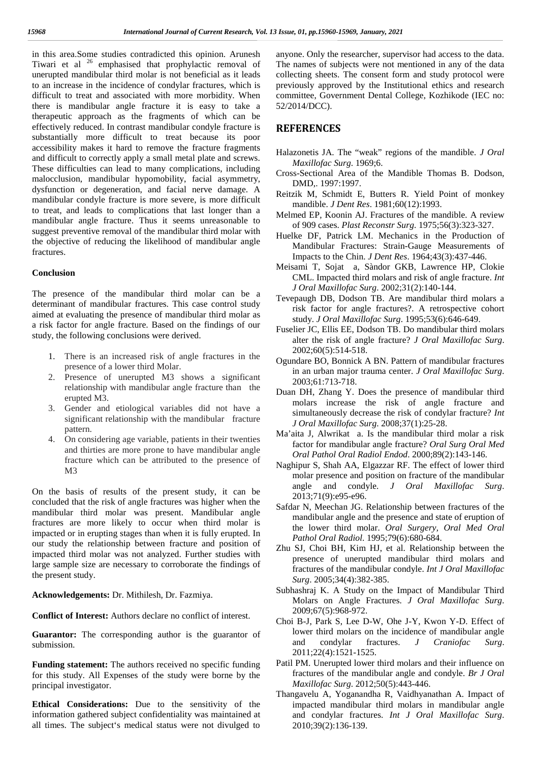in this area.Some studies contradicted this opinion. Arunesh Tiwari et al [26] emphasised that prophylactic removal of unerupted mandibular third molar is not beneficial as it leads to an increase in the incidence of condylar fractures, which is difficult to treat and associated with more morbidity. When there is mandibular angle fracture it is easy to take a therapeutic approach as the fragments of which can be effectively reduced. In contrast mandibular condyle fracture is substantially more difficult to treat because its poor accessibility makes it hard to remove the fracture fragments and difficult to correctly apply a small metal plate and screws. These difficulties can lead to many complications, including malocclusion, mandibular hypomobility, facial asymmetry, dysfunction or degeneration, and facial nerve damage. A mandibular condyle fracture is more severe, is more difficult to treat, and leads to complications that last longer than a mandibular angle fracture. Thus it seems unreasonable to suggest preventive removal of the mandibular third molar with the objective of reducing the likelihood of mandibular angle fractures.

### Conclusion

The presence of the mandibular third molar can be a determinant of mandibular fractures. This case control study aimed at evaluating the presence of mandibular third molar as a risk factor for angle fracture. Based on the findings of our study, the following conclusions were derived.

1. There is an increased risk of angle fractures in the presence of a lower third Molar.
2. Presence of unerupted M3 shows a significant relationship with mandibular angle fracture than the erupted M3.
3. Gender and etiological variables did not have a significant relationship with the mandibular fracture pattern.
4. On considering age variable, patients in their twenties and thirties are more prone to have mandibular angle fracture which can be attributed to the presence of M3

On the basis of results of the present study, it can be concluded that the risk of angle fractures was higher when the mandibular third molar was present. Mandibular angle fractures are more likely to occur when third molar is impacted or in erupting stages than when it is fully erupted. In our study the relationship between fracture and position of impacted third molar was not analyzed. Further studies with large sample size are necessary to corroborate the findings of the present study.

**Acknowledgements:** Dr. Mithilesh, Dr. Fazmiya.

**Conflict of Interest:** Authors declare no conflict of interest.

**Guarantor:** The corresponding author is the guarantor of submission.

**Funding statement:** The authors received no specific funding for this study. All Expenses of the study were borne by the principal investigator.

**Ethical Considerations:** Due to the sensitivity of the information gathered subject confidentiality was maintained at all times. The subject's medical status were not divulged to anyone. Only the researcher, supervisor had access to the data. The names of subjects were not mentioned in any of the data collecting sheets. The consent form and study protocol were previously approved by the Institutional ethics and research committee, Government Dental College, Kozhikode (IEC no: 52/2014/DCC).

## REFERENCES

Halazonetis JA. The "weak" regions of the mandible. *J Oral Maxillofac Surg*. 1969;6.

Cross-Sectional Area of the Mandible Thomas B. Dodson, DMD,. 1997:1997.

Reitzik M, Schmidt E, Butters R. Yield Point of monkey mandible. *J Dent Res*. 1981;60(12):1993.

Melmed EP, Koonin AJ. Fractures of the mandible. A review of 909 cases. *Plast Reconstr Surg*. 1975;56(3):323-327.

Huelke DF, Patrick LM. Mechanics in the Production of Mandibular Fractures: Strain-Gauge Measurements of Impacts to the Chin. *J Dent Res*. 1964;43(3):437-446.

Meisami T, Sojat a, Sàndor GKB, Lawrence HP, Clokie CML. Impacted third molars and risk of angle fracture. *Int J Oral Maxillofac Surg*. 2002;31(2):140-144.

Tevepaugh DB, Dodson TB. Are mandibular third molars a risk factor for angle fractures?. A retrospective cohort study. *J Oral Maxillofac Surg*. 1995;53(6):646-649.

Fuselier JC, Ellis EE, Dodson TB. Do mandibular third molars alter the risk of angle fracture? *J Oral Maxillofac Surg*. 2002;60(5):514-518.

Ogundare BO, Bonnick A BN. Pattern of mandibular fractures in an urban major trauma center. *J Oral Maxillofac Surg*. 2003;61:713-718.

Duan DH, Zhang Y. Does the presence of mandibular third molars increase the risk of angle fracture and simultaneously decrease the risk of condylar fracture? *Int J Oral Maxillofac Surg*. 2008;37(1):25-28.

Ma'aita J, Alwrikat a. Is the mandibular third molar a risk factor for mandibular angle fracture? *Oral Surg Oral Med Oral Pathol Oral Radiol Endod*. 2000;89(2):143-146.

Naghipur S, Shah AA, Elgazzar RF. The effect of lower third molar presence and position on fracture of the mandibular angle and condyle. *J Oral Maxillofac Surg*. 2013;71(9):e95-e96.

Safdar N, Meechan JG. Relationship between fractures of the mandibular angle and the presence and state of eruption of the lower third molar. *Oral Surgery, Oral Med Oral Pathol Oral Radiol*. 1995;79(6):680-684.

Zhu SJ, Choi BH, Kim HJ, et al. Relationship between the presence of unerupted mandibular third molars and fractures of the mandibular condyle. *Int J Oral Maxillofac Surg*. 2005;34(4):382-385.

Subhashraj K. A Study on the Impact of Mandibular Third Molars on Angle Fractures. *J Oral Maxillofac Surg*. 2009;67(5):968-972.

Choi B-J, Park S, Lee D-W, Ohe J-Y, Kwon Y-D. Effect of lower third molars on the incidence of mandibular angle and condylar fractures. *J Craniofac Surg*. 2011;22(4):1521-1525.

Patil PM. Unerupted lower third molars and their influence on fractures of the mandibular angle and condyle. *Br J Oral Maxillofac Surg*. 2012;50(5):443-446.

Thangavelu A, Yoganandha R, Vaidhyanathan A. Impact of impacted mandibular third molars in mandibular angle and condylar fractures. *Int J Oral Maxillofac Surg*. 2010;39(2):136-139.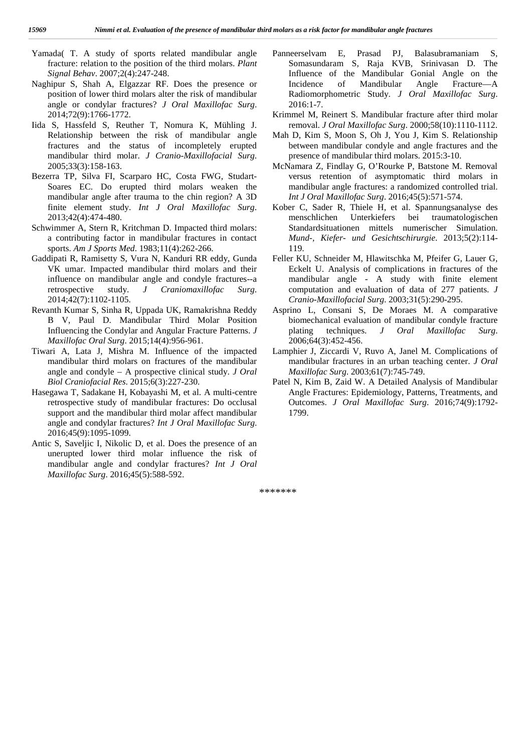Yamada( T. A study of sports related mandibular angle fracture: relation to the position of the third molars. *Plant Signal Behav*. 2007;2(4):247-248.

Naghipur S, Shah A, Elgazzar RF. Does the presence or position of lower third molars alter the risk of mandibular angle or condylar fractures? *J Oral Maxillofac Surg*. 2014;72(9):1766-1772.

Iida S, Hassfeld S, Reuther T, Nomura K, Mühling J. Relationship between the risk of mandibular angle fractures and the status of incompletely erupted mandibular third molar. *J Cranio-Maxillofacial Surg*. 2005;33(3):158-163.

Bezerra TP, Silva FI, Scarparo HC, Costa FWG, Studart-Soares EC. Do erupted third molars weaken the mandibular angle after trauma to the chin region? A 3D finite element study. *Int J Oral Maxillofac Surg*. 2013;42(4):474-480.

Schwimmer A, Stern R, Kritchman D. Impacted third molars: a contributing factor in mandibular fractures in contact sports. *Am J Sports Med*. 1983;11(4):262-266.

Gaddipati R, Ramisetty S, Vura N, Kanduri RR eddy, Gunda VK umar. Impacted mandibular third molars and their influence on mandibular angle and condyle fractures--a retrospective study. *J Craniomaxillofac Surg*. 2014;42(7):1102-1105.

Revanth Kumar S, Sinha R, Uppada UK, Ramakrishna Reddy B V, Paul D. Mandibular Third Molar Position Influencing the Condylar and Angular Fracture Patterns. *J Maxillofac Oral Surg*. 2015;14(4):956-961.

Tiwari A, Lata J, Mishra M. Influence of the impacted mandibular third molars on fractures of the mandibular angle and condyle – A prospective clinical study. *J Oral Biol Craniofacial Res*. 2015;6(3):227-230.

Hasegawa T, Sadakane H, Kobayashi M, et al. A multi-centre retrospective study of mandibular fractures: Do occlusal support and the mandibular third molar affect mandibular angle and condylar fractures? *Int J Oral Maxillofac Surg*. 2016;45(9):1095-1099.

Antic S, Saveljic I, Nikolic D, et al. Does the presence of an unerupted lower third molar influence the risk of mandibular angle and condylar fractures? *Int J Oral Maxillofac Surg*. 2016;45(5):588-592.

Panneerselvam E, Prasad PJ, Balasubramaniam S, Somasundaram S, Raja KVB, Srinivasan D. The Influence of the Mandibular Gonial Angle on the Incidence of Mandibular Angle Fracture—A Radiomorphometric Study. *J Oral Maxillofac Surg*. 2016:1-7.

Krimmel M, Reinert S. Mandibular fracture after third molar removal. *J Oral Maxillofac Surg*. 2000;58(10):1110-1112.

Mah D, Kim S, Moon S, Oh J, You J, Kim S. Relationship between mandibular condyle and angle fractures and the presence of mandibular third molars. 2015:3-10.

McNamara Z, Findlay G, O'Rourke P, Batstone M. Removal versus retention of asymptomatic third molars in mandibular angle fractures: a randomized controlled trial. *Int J Oral Maxillofac Surg*. 2016;45(5):571-574.

Kober C, Sader R, Thiele H, et al. Spannungsanalyse des menschlichen Unterkiefers bei traumatologischen Standardsituationen mittels numerischer Simulation. *Mund-, Kiefer- und Gesichtschirurgie*. 2013;5(2):114-119.

Feller KU, Schneider M, Hlawitschka M, Pfeifer G, Lauer G, Eckelt U. Analysis of complications in fractures of the mandibular angle - A study with finite element computation and evaluation of data of 277 patients. *J Cranio-Maxillofacial Surg*. 2003;31(5):290-295.

Asprino L, Consani S, De Moraes M. A comparative biomechanical evaluation of mandibular condyle fracture plating techniques. *J Oral Maxillofac Surg*. 2006;64(3):452-456.

Lamphier J, Ziccardi V, Ruvo A, Janel M. Complications of mandibular fractures in an urban teaching center. *J Oral Maxillofac Surg*. 2003;61(7):745-749.

Patel N, Kim B, Zaid W. A Detailed Analysis of Mandibular Angle Fractures: Epidemiology, Patterns, Treatments, and Outcomes. *J Oral Maxillofac Surg*. 2016;74(9):1792-1799.

*******